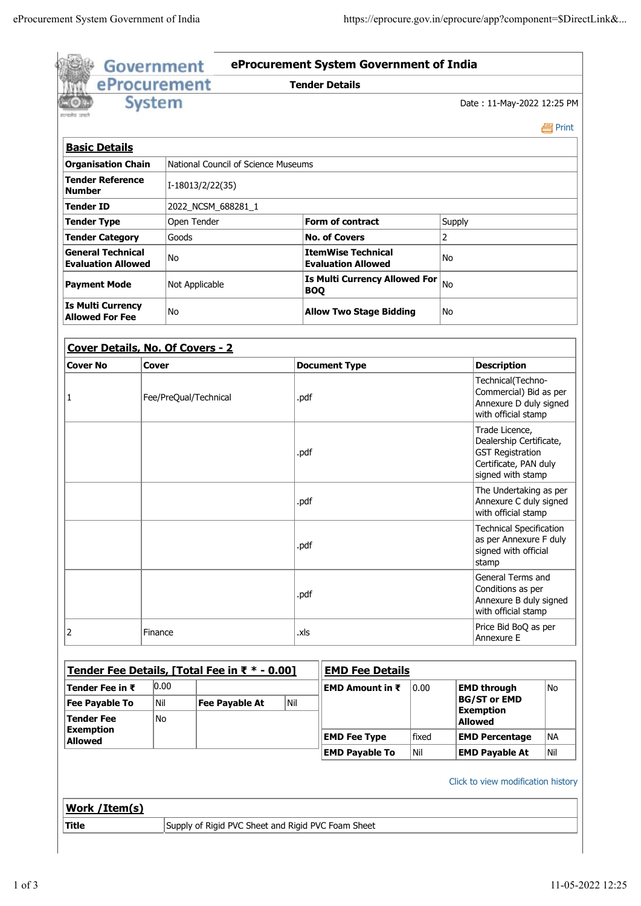# eProcurement System Government of India

## Tender Details

Date : 11-May-2022 12:25 PM

Print

### Basic Details

| | | | |
|---|---|---|---|
| **Organisation Chain** | National Council of Science Museums | | |
| **Tender Reference Number** | I-18013/2/22(35) | | |
| **Tender ID** | 2022_NCSM_688281_1 | | |
| **Tender Type** | Open Tender | **Form of contract** | Supply |
| **Tender Category** | Goods | **No. of Covers** | 2 |
| **General Technical Evaluation Allowed** | No | **ItemWise Technical Evaluation Allowed** | No |
| **Payment Mode** | Not Applicable | **Is Multi Currency Allowed For BOQ** | No |
| **Is Multi Currency Allowed For Fee** | No | **Allow Two Stage Bidding** | No |

### Cover Details, No. Of Covers - 2

| Cover No | Cover | Document Type | Description |
|---|---|---|---|
| 1 | Fee/PreQual/Technical | .pdf | Technical(Techno-Commercial) Bid as per Annexure D duly signed with official stamp |
| | | .pdf | Trade Licence, Dealership Certificate, GST Registration Certificate, PAN duly signed with stamp |
| | | .pdf | The Undertaking as per Annexure C duly signed with official stamp |
| | | .pdf | Technical Specification as per Annexure F duly signed with official stamp |
| | | .pdf | General Terms and Conditions as per Annexure B duly signed with official stamp |
| 2 | Finance | .xls | Price Bid BoQ as per Annexure E |

### Tender Fee Details, [Total Fee in ₹ * - 0.00]

| | | | |
|---|---|---|---|
| **Tender Fee in ₹** | 0.00 | | |
| **Fee Payable To** | Nil | **Fee Payable At** | Nil |
| **Tender Fee Exemption Allowed** | No | | |

### EMD Fee Details

| | | | |
|---|---|---|---|
| **EMD Amount in ₹** | 0.00 | **EMD through BG/ST or EMD Exemption Allowed** | No |
| **EMD Fee Type** | fixed | **EMD Percentage** | NA |
| **EMD Payable To** | Nil | **EMD Payable At** | Nil |

Click to view modification history

### Work /Item(s)

| | |
|---|---|
| **Title** | Supply of Rigid PVC Sheet and Rigid PVC Foam Sheet |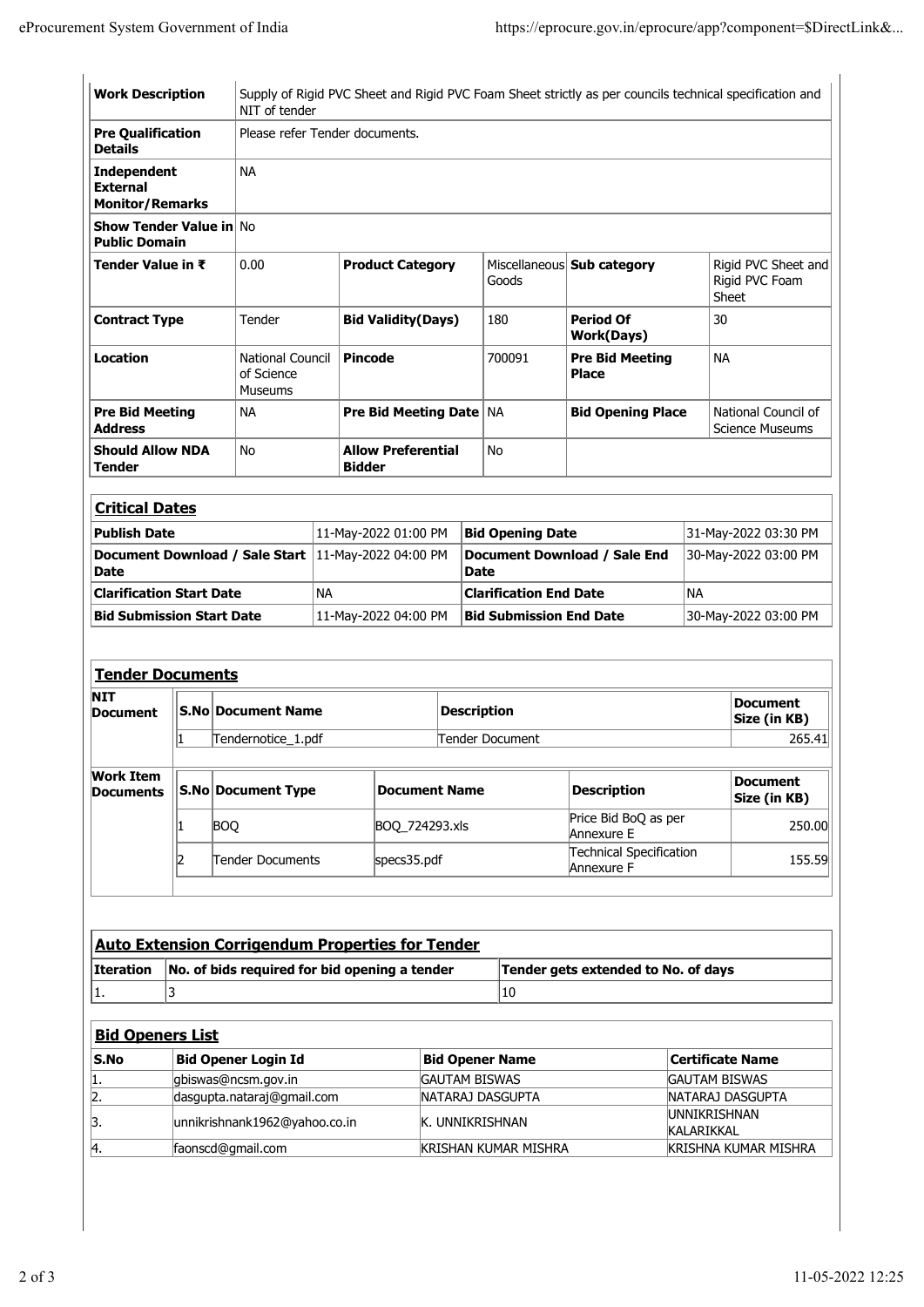| **Work Description** | Supply of Rigid PVC Sheet and Rigid PVC Foam Sheet strictly as per councils technical specification and NIT of tender | | | | |
|---|---|---|---|---|---|
| **Pre Qualification Details** | Please refer Tender documents. | | | | |
| **Independent External Monitor/Remarks** | NA | | | | |
| **Show Tender Value in Public Domain** | No | | | | |
| **Tender Value in ₹** | 0.00 | **Product Category** | Miscellaneous Goods | **Sub category** | Rigid PVC Sheet and Rigid PVC Foam Sheet |
| **Contract Type** | Tender | **Bid Validity(Days)** | 180 | **Period Of Work(Days)** | 30 |
| **Location** | National Council of Science Museums | **Pincode** | 700091 | **Pre Bid Meeting Place** | NA |
| **Pre Bid Meeting Address** | NA | **Pre Bid Meeting Date** | NA | **Bid Opening Place** | National Council of Science Museums |
| **Should Allow NDA Tender** | No | **Allow Preferential Bidder** | No | | |

## Critical Dates

| | | | |
|---|---|---|---|
| **Publish Date** | 11-May-2022 01:00 PM | **Bid Opening Date** | 31-May-2022 03:30 PM |
| **Document Download / Sale Start Date** | 11-May-2022 04:00 PM | **Document Download / Sale End Date** | 30-May-2022 03:00 PM |
| **Clarification Start Date** | NA | **Clarification End Date** | NA |
| **Bid Submission Start Date** | 11-May-2022 04:00 PM | **Bid Submission End Date** | 30-May-2022 03:00 PM |

## Tender Documents

**NIT Document**

| S.No | Document Name | Description | Document Size (in KB) |
|---|---|---|---|
| 1 | Tendernotice_1.pdf | Tender Document | 265.41 |

**Work Item Documents**

| S.No | Document Type | Document Name | Description | Document Size (in KB) |
|---|---|---|---|---|
| 1 | BOQ | BOQ_724293.xls | Price Bid BoQ as per Annexure E | 250.00 |
| 2 | Tender Documents | specs35.pdf | Technical Specification Annexure F | 155.59 |

## Auto Extension Corrigendum Properties for Tender

| Iteration | No. of bids required for bid opening a tender | Tender gets extended to No. of days |
|---|---|---|
| 1. | 3 | 10 |

## Bid Openers List

| S.No | Bid Opener Login Id | Bid Opener Name | Certificate Name |
|---|---|---|---|
| 1. | gbiswas@ncsm.gov.in | GAUTAM BISWAS | GAUTAM BISWAS |
| 2. | dasgupta.nataraj@gmail.com | NATARAJ DASGUPTA | NATARAJ DASGUPTA |
| 3. | unnikrishnank1962@yahoo.co.in | K. UNNIKRISHNAN | UNNIKRISHNAN KALARIKKAL |
| 4. | faonscd@gmail.com | KRISHAN KUMAR MISHRA | KRISHNA KUMAR MISHRA |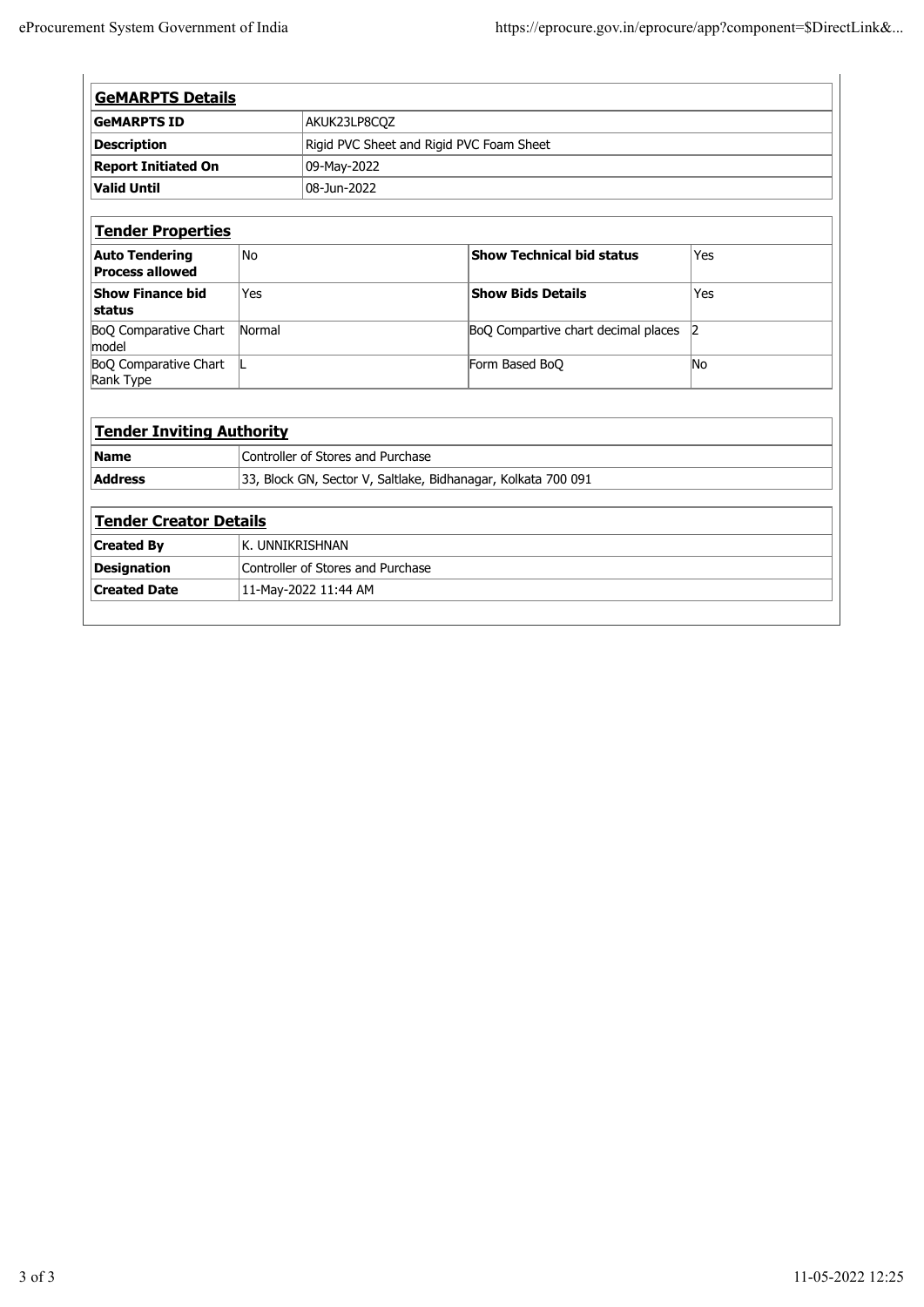## GeMARPTS Details

| | |
|---|---|
| **GeMARPTS ID** | AKUK23LP8CQZ |
| **Description** | Rigid PVC Sheet and Rigid PVC Foam Sheet |
| **Report Initiated On** | 09-May-2022 |
| **Valid Until** | 08-Jun-2022 |

## Tender Properties

| | | | |
|---|---|---|---|
| **Auto Tendering Process allowed** | No | **Show Technical bid status** | Yes |
| **Show Finance bid status** | Yes | **Show Bids Details** | Yes |
| BoQ Comparative Chart model | Normal | BoQ Compartive chart decimal places | 2 |
| BoQ Comparative Chart Rank Type | L | Form Based BoQ | No |

## Tender Inviting Authority

| | |
|---|---|
| **Name** | Controller of Stores and Purchase |
| **Address** | 33, Block GN, Sector V, Saltlake, Bidhanagar, Kolkata 700 091 |

## Tender Creator Details

| | |
|---|---|
| **Created By** | K. UNNIKRISHNAN |
| **Designation** | Controller of Stores and Purchase |
| **Created Date** | 11-May-2022 11:44 AM |